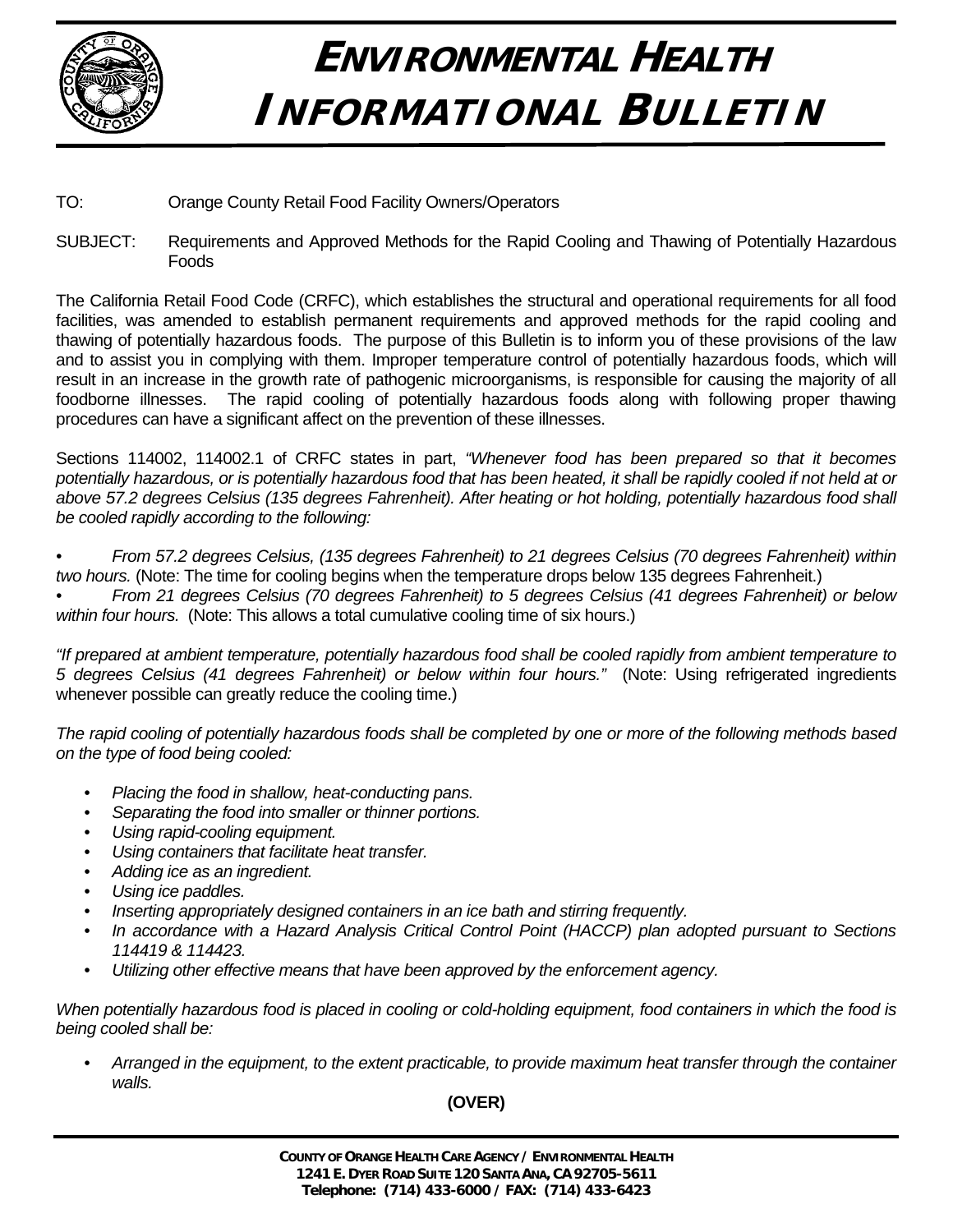# ENVIRONMENTAL HEALTH INFORMATIONAL BULLETIN

TO: Orange County Retail Food Facility Owners/Operators

SUBJECT: Requirements and Approved Methods for the Rapid Cooling and Thawing of Potentially Hazardous Foods

The California Retail Food Code (CRFC), which establishes the structural and operational requirements for all food facilities, was amended to establish permanent requirements and approved methods for the rapid cooling and thawing of potentially hazardous foods. The purpose of this Bulletin is to inform you of these provisions of the law and to assist you in complying with them. Improper temperature control of potentially hazardous foods, which will result in an increase in the growth rate of pathogenic microorganisms, is responsible for causing the majority of all foodborne illnesses. The rapid cooling of potentially hazardous foods along with following proper thawing procedures can have a significant affect on the prevention of these illnesses.

Sections 114002, 114002.1 of CRFC states in part, *"Whenever food has been prepared so that it becomes potentially hazardous, or is potentially hazardous food that has been heated, it shall be rapidly cooled if not held at or above 57.2 degrees Celsius (135 degrees Fahrenheit). After heating or hot holding, potentially hazardous food shall be cooled rapidly according to the following:*

- *From 57.2 degrees Celsius, (135 degrees Fahrenheit) to 21 degrees Celsius (70 degrees Fahrenheit) within two hours.* (Note: The time for cooling begins when the temperature drops below 135 degrees Fahrenheit.)
- *From 21 degrees Celsius (70 degrees Fahrenheit) to 5 degrees Celsius (41 degrees Fahrenheit) or below within four hours.* (Note: This allows a total cumulative cooling time of six hours.)

*"If prepared at ambient temperature, potentially hazardous food shall be cooled rapidly from ambient temperature to 5 degrees Celsius (41 degrees Fahrenheit) or below within four hours."* (Note: Using refrigerated ingredients whenever possible can greatly reduce the cooling time.)

*The rapid cooling of potentially hazardous foods shall be completed by one or more of the following methods based on the type of food being cooled:*

- *Placing the food in shallow, heat-conducting pans.*
- *Separating the food into smaller or thinner portions.*
- *Using rapid-cooling equipment.*
- *Using containers that facilitate heat transfer.*
- *Adding ice as an ingredient.*
- *Using ice paddles.*
- *Inserting appropriately designed containers in an ice bath and stirring frequently.*
- *In accordance with a Hazard Analysis Critical Control Point (HACCP) plan adopted pursuant to Sections 114419 & 114423.*
- *Utilizing other effective means that have been approved by the enforcement agency.*

*When potentially hazardous food is placed in cooling or cold-holding equipment, food containers in which the food is being cooled shall be:*

- *Arranged in the equipment, to the extent practicable, to provide maximum heat transfer through the container walls.*

**(OVER)**

COUNTY OF ORANGE HEALTH CARE AGENCY / ENVIRONMENTAL HEALTH
1241 E. DYER ROAD SUITE 120 SANTA ANA, CA 92705-5611
Telephone: (714) 433-6000 / FAX: (714) 433-6423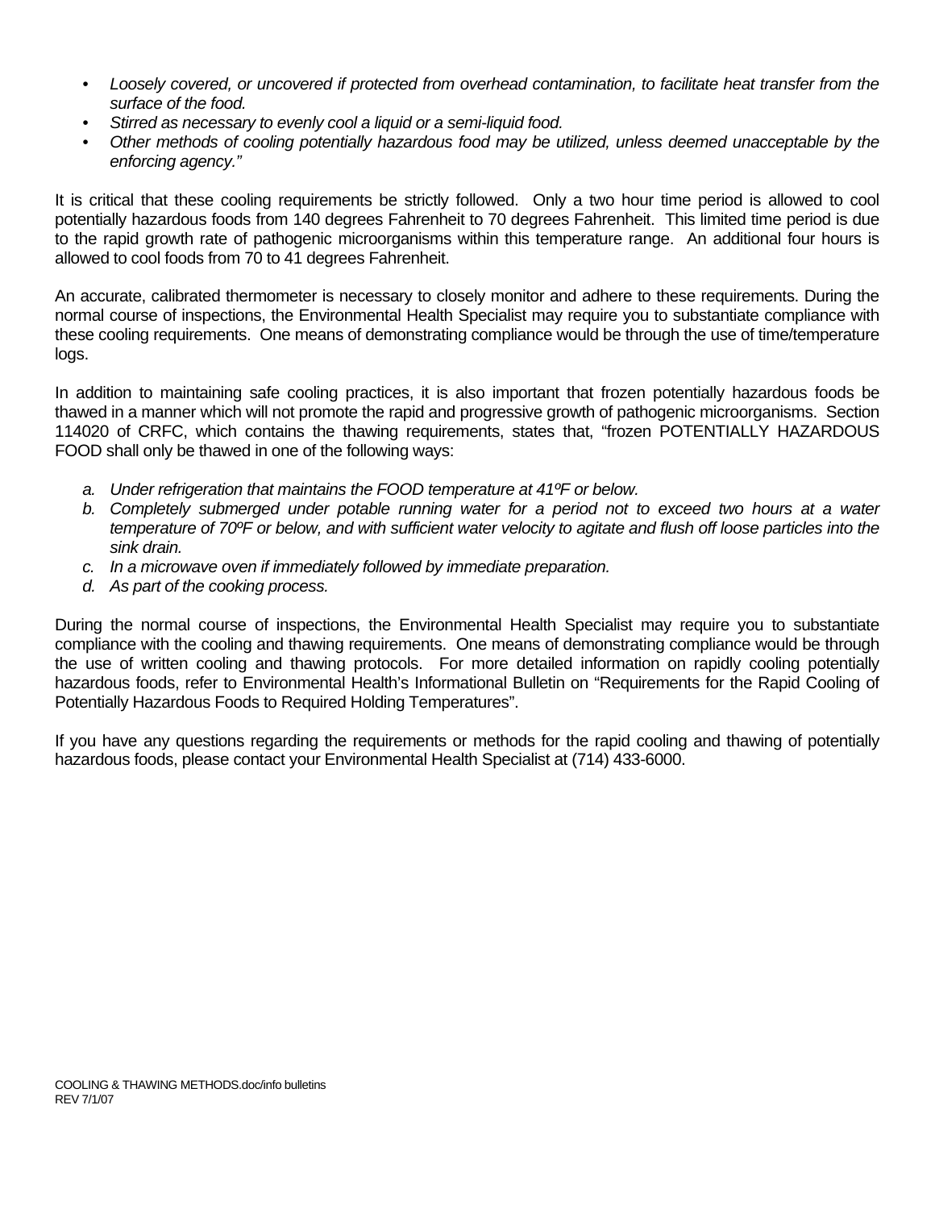- *Loosely covered, or uncovered if protected from overhead contamination, to facilitate heat transfer from the surface of the food.*
- *Stirred as necessary to evenly cool a liquid or a semi-liquid food.*
- *Other methods of cooling potentially hazardous food may be utilized, unless deemed unacceptable by the enforcing agency."*

It is critical that these cooling requirements be strictly followed. Only a two hour time period is allowed to cool potentially hazardous foods from 140 degrees Fahrenheit to 70 degrees Fahrenheit. This limited time period is due to the rapid growth rate of pathogenic microorganisms within this temperature range. An additional four hours is allowed to cool foods from 70 to 41 degrees Fahrenheit.

An accurate, calibrated thermometer is necessary to closely monitor and adhere to these requirements. During the normal course of inspections, the Environmental Health Specialist may require you to substantiate compliance with these cooling requirements. One means of demonstrating compliance would be through the use of time/temperature logs.

In addition to maintaining safe cooling practices, it is also important that frozen potentially hazardous foods be thawed in a manner which will not promote the rapid and progressive growth of pathogenic microorganisms. Section 114020 of CRFC, which contains the thawing requirements, states that, "frozen POTENTIALLY HAZARDOUS FOOD shall only be thawed in one of the following ways:

a. *Under refrigeration that maintains the FOOD temperature at 41ºF or below.*
b. *Completely submerged under potable running water for a period not to exceed two hours at a water temperature of 70ºF or below, and with sufficient water velocity to agitate and flush off loose particles into the sink drain.*
c. *In a microwave oven if immediately followed by immediate preparation.*
d. *As part of the cooking process.*

During the normal course of inspections, the Environmental Health Specialist may require you to substantiate compliance with the cooling and thawing requirements. One means of demonstrating compliance would be through the use of written cooling and thawing protocols. For more detailed information on rapidly cooling potentially hazardous foods, refer to Environmental Health's Informational Bulletin on "Requirements for the Rapid Cooling of Potentially Hazardous Foods to Required Holding Temperatures".

If you have any questions regarding the requirements or methods for the rapid cooling and thawing of potentially hazardous foods, please contact your Environmental Health Specialist at (714) 433-6000.

COOLING & THAWING METHODS.doc/info bulletins
REV 7/1/07